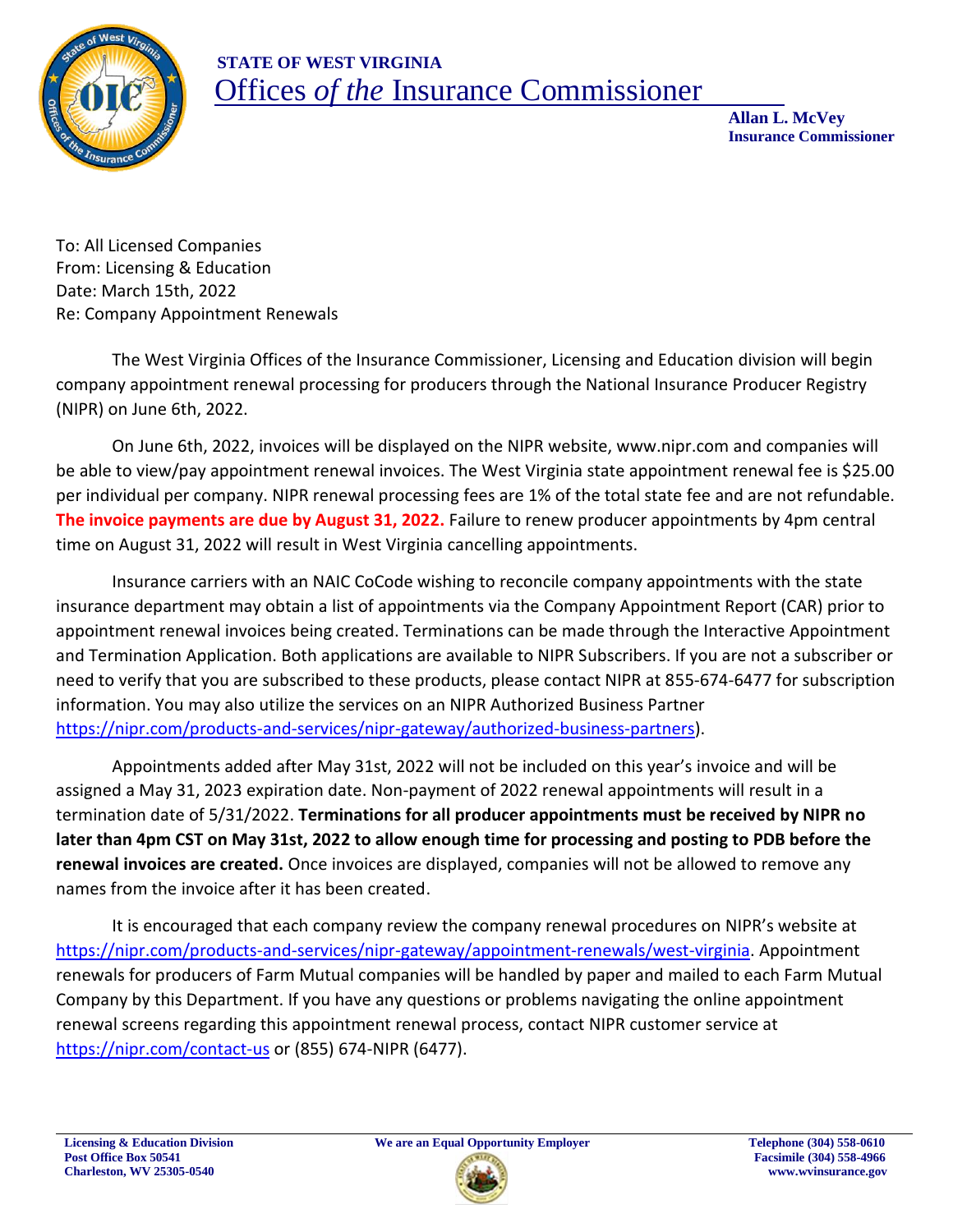**STATE OF WEST VIRGINIA**

# Offices *of the* Insurance Commissioner

**Allan L. McVey**
**Insurance Commissioner**

To: All Licensed Companies
From: Licensing & Education
Date: March 15th, 2022
Re: Company Appointment Renewals

The West Virginia Offices of the Insurance Commissioner, Licensing and Education division will begin company appointment renewal processing for producers through the National Insurance Producer Registry (NIPR) on June 6th, 2022.

On June 6th, 2022, invoices will be displayed on the NIPR website, www.nipr.com and companies will be able to view/pay appointment renewal invoices. The West Virginia state appointment renewal fee is $25.00 per individual per company. NIPR renewal processing fees are 1% of the total state fee and are not refundable. **The invoice payments are due by August 31, 2022.** Failure to renew producer appointments by 4pm central time on August 31, 2022 will result in West Virginia cancelling appointments.

Insurance carriers with an NAIC CoCode wishing to reconcile company appointments with the state insurance department may obtain a list of appointments via the Company Appointment Report (CAR) prior to appointment renewal invoices being created. Terminations can be made through the Interactive Appointment and Termination Application. Both applications are available to NIPR Subscribers. If you are not a subscriber or need to verify that you are subscribed to these products, please contact NIPR at 855-674-6477 for subscription information. You may also utilize the services on an NIPR Authorized Business Partner https://nipr.com/products-and-services/nipr-gateway/authorized-business-partners).

Appointments added after May 31st, 2022 will not be included on this year's invoice and will be assigned a May 31, 2023 expiration date. Non-payment of 2022 renewal appointments will result in a termination date of 5/31/2022. **Terminations for all producer appointments must be received by NIPR no later than 4pm CST on May 31st, 2022 to allow enough time for processing and posting to PDB before the renewal invoices are created.** Once invoices are displayed, companies will not be allowed to remove any names from the invoice after it has been created.

It is encouraged that each company review the company renewal procedures on NIPR's website at https://nipr.com/products-and-services/nipr-gateway/appointment-renewals/west-virginia. Appointment renewals for producers of Farm Mutual companies will be handled by paper and mailed to each Farm Mutual Company by this Department. If you have any questions or problems navigating the online appointment renewal screens regarding this appointment renewal process, contact NIPR customer service at https://nipr.com/contact-us or (855) 674-NIPR (6477).

Licensing & Education Division
Post Office Box 50541
Charleston, WV 25305-0540

We are an Equal Opportunity Employer

Telephone (304) 558-0610
Facsimile (304) 558-4966
www.wvinsurance.gov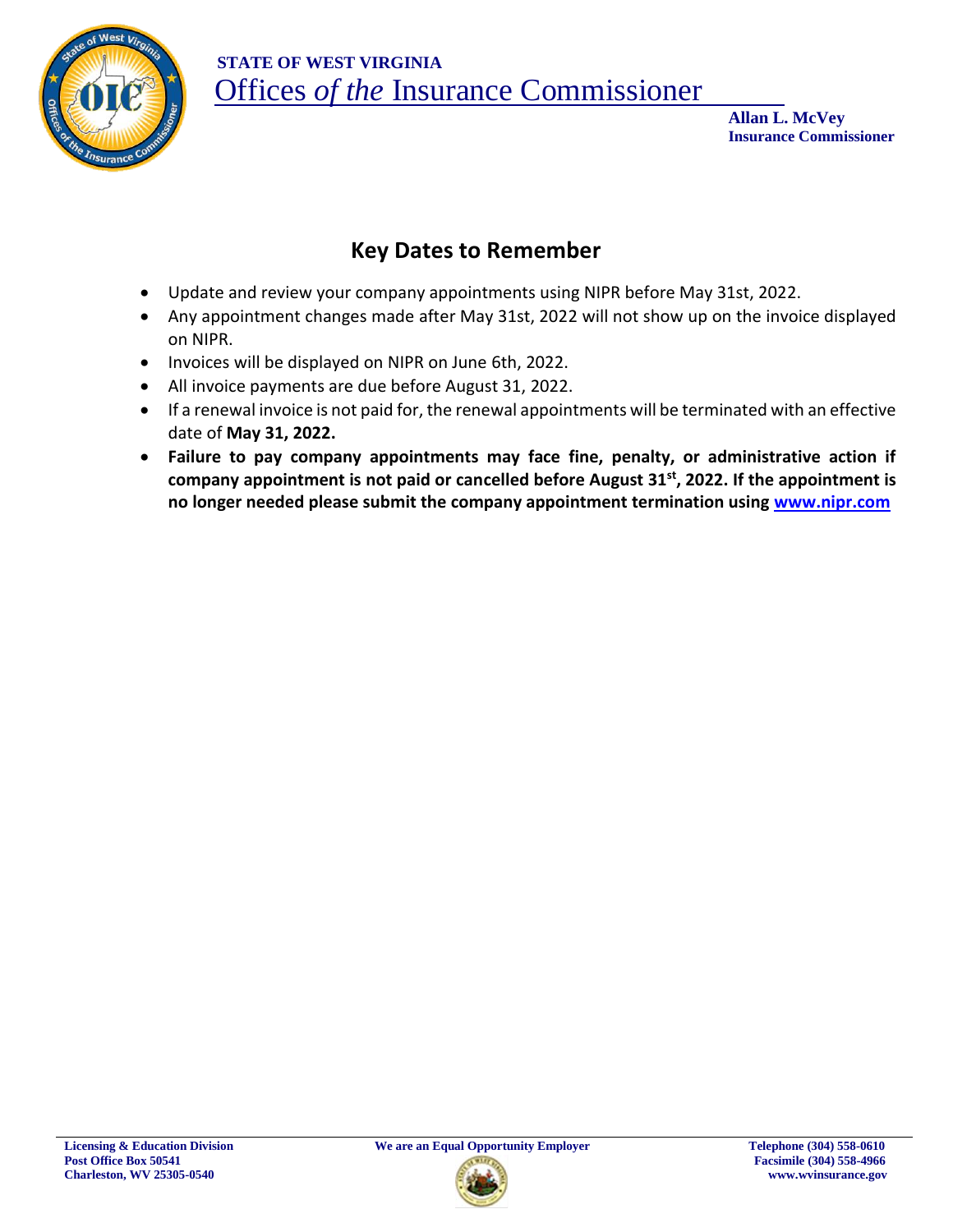**STATE OF WEST VIRGINIA**
Offices *of the* Insurance Commissioner

**Allan L. McVey**
**Insurance Commissioner**

## Key Dates to Remember

- Update and review your company appointments using NIPR before May 31st, 2022.
- Any appointment changes made after May 31st, 2022 will not show up on the invoice displayed on NIPR.
- Invoices will be displayed on NIPR on June 6th, 2022.
- All invoice payments are due before August 31, 2022.
- If a renewal invoice is not paid for, the renewal appointments will be terminated with an effective date of **May 31, 2022.**
- **Failure to pay company appointments may face fine, penalty, or administrative action if company appointment is not paid or cancelled before August 31st, 2022. If the appointment is no longer needed please submit the company appointment termination using www.nipr.com**

**Licensing & Education Division**
**Post Office Box 50541**
**Charleston, WV 25305-0540**

**We are an Equal Opportunity Employer**

**Telephone (304) 558-0610**
**Facsimile (304) 558-4966**
**www.wvinsurance.gov**